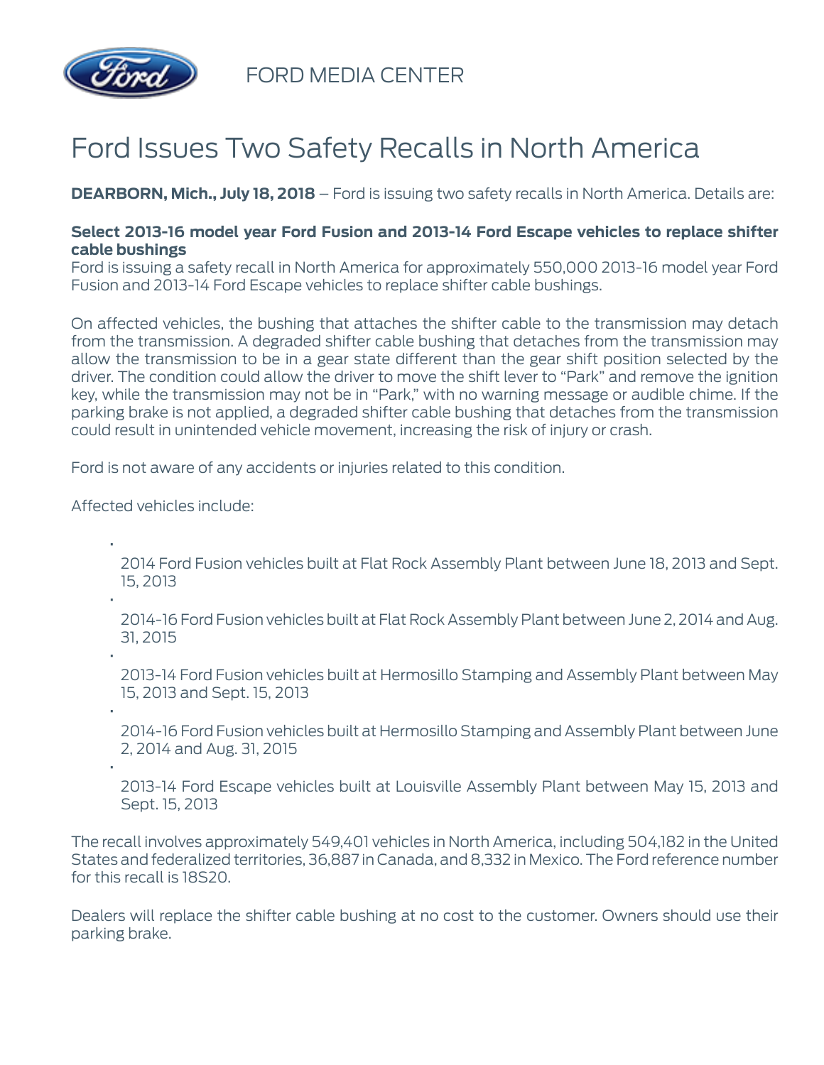FORD MEDIA CENTER

# Ford Issues Two Safety Recalls in North America

**DEARBORN, Mich., July 18, 2018** – Ford is issuing two safety recalls in North America. Details are:

**Select 2013-16 model year Ford Fusion and 2013-14 Ford Escape vehicles to replace shifter cable bushings**

Ford is issuing a safety recall in North America for approximately 550,000 2013-16 model year Ford Fusion and 2013-14 Ford Escape vehicles to replace shifter cable bushings.

On affected vehicles, the bushing that attaches the shifter cable to the transmission may detach from the transmission. A degraded shifter cable bushing that detaches from the transmission may allow the transmission to be in a gear state different than the gear shift position selected by the driver. The condition could allow the driver to move the shift lever to "Park" and remove the ignition key, while the transmission may not be in "Park," with no warning message or audible chime. If the parking brake is not applied, a degraded shifter cable bushing that detaches from the transmission could result in unintended vehicle movement, increasing the risk of injury or crash.

Ford is not aware of any accidents or injuries related to this condition.

Affected vehicles include:

- 2014 Ford Fusion vehicles built at Flat Rock Assembly Plant between June 18, 2013 and Sept. 15, 2013
- 2014-16 Ford Fusion vehicles built at Flat Rock Assembly Plant between June 2, 2014 and Aug. 31, 2015
- 2013-14 Ford Fusion vehicles built at Hermosillo Stamping and Assembly Plant between May 15, 2013 and Sept. 15, 2013
- 2014-16 Ford Fusion vehicles built at Hermosillo Stamping and Assembly Plant between June 2, 2014 and Aug. 31, 2015
- 2013-14 Ford Escape vehicles built at Louisville Assembly Plant between May 15, 2013 and Sept. 15, 2013

The recall involves approximately 549,401 vehicles in North America, including 504,182 in the United States and federalized territories, 36,887 in Canada, and 8,332 in Mexico. The Ford reference number for this recall is 18S20.

Dealers will replace the shifter cable bushing at no cost to the customer. Owners should use their parking brake.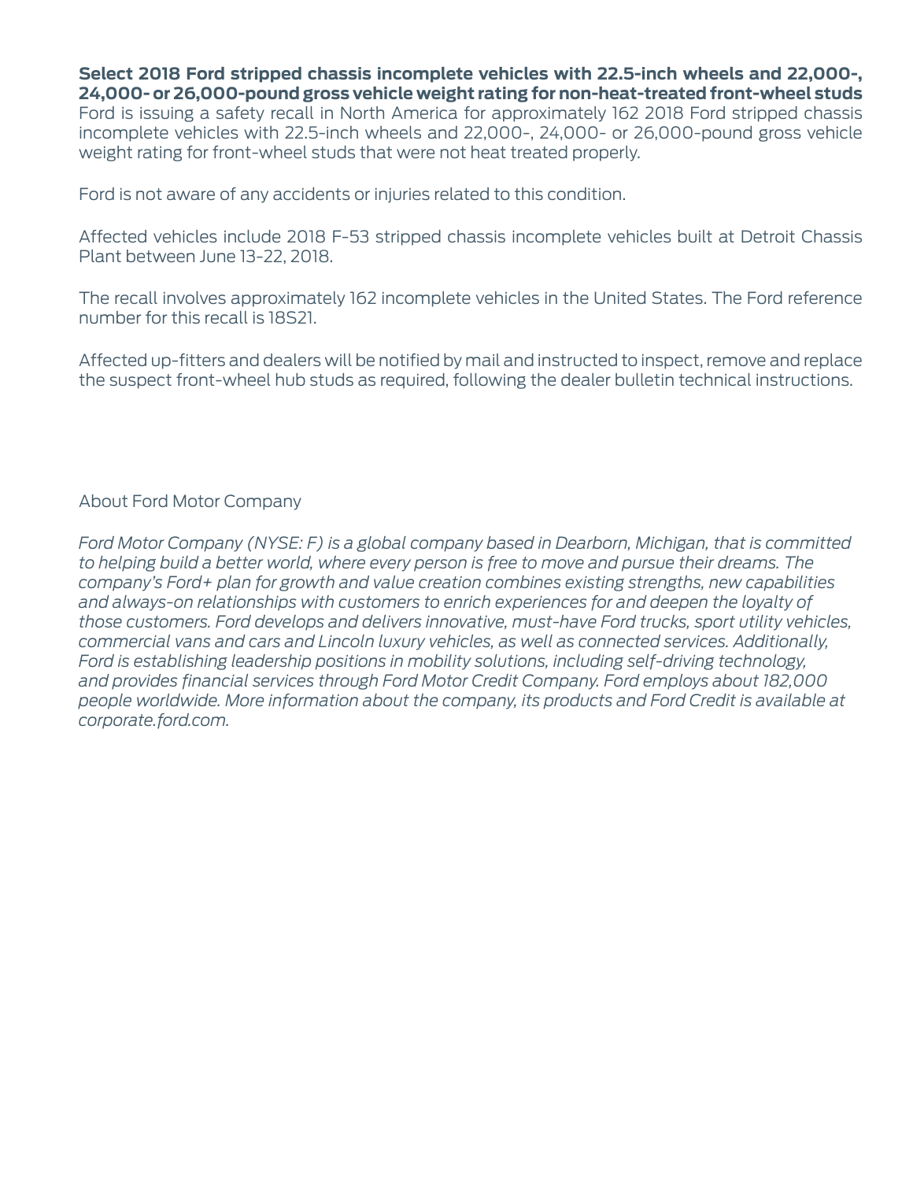**Select 2018 Ford stripped chassis incomplete vehicles with 22.5-inch wheels and 22,000-, 24,000- or 26,000-pound gross vehicle weight rating for non-heat-treated front-wheel studs**
Ford is issuing a safety recall in North America for approximately 162 2018 Ford stripped chassis incomplete vehicles with 22.5-inch wheels and 22,000-, 24,000- or 26,000-pound gross vehicle weight rating for front-wheel studs that were not heat treated properly.

Ford is not aware of any accidents or injuries related to this condition.

Affected vehicles include 2018 F-53 stripped chassis incomplete vehicles built at Detroit Chassis Plant between June 13-22, 2018.

The recall involves approximately 162 incomplete vehicles in the United States. The Ford reference number for this recall is 18S21.

Affected up-fitters and dealers will be notified by mail and instructed to inspect, remove and replace the suspect front-wheel hub studs as required, following the dealer bulletin technical instructions.

About Ford Motor Company

*Ford Motor Company (NYSE: F) is a global company based in Dearborn, Michigan, that is committed to helping build a better world, where every person is free to move and pursue their dreams. The company's Ford+ plan for growth and value creation combines existing strengths, new capabilities and always-on relationships with customers to enrich experiences for and deepen the loyalty of those customers. Ford develops and delivers innovative, must-have Ford trucks, sport utility vehicles, commercial vans and cars and Lincoln luxury vehicles, as well as connected services. Additionally, Ford is establishing leadership positions in mobility solutions, including self-driving technology, and provides financial services through Ford Motor Credit Company. Ford employs about 182,000 people worldwide. More information about the company, its products and Ford Credit is available at corporate.ford.com.*